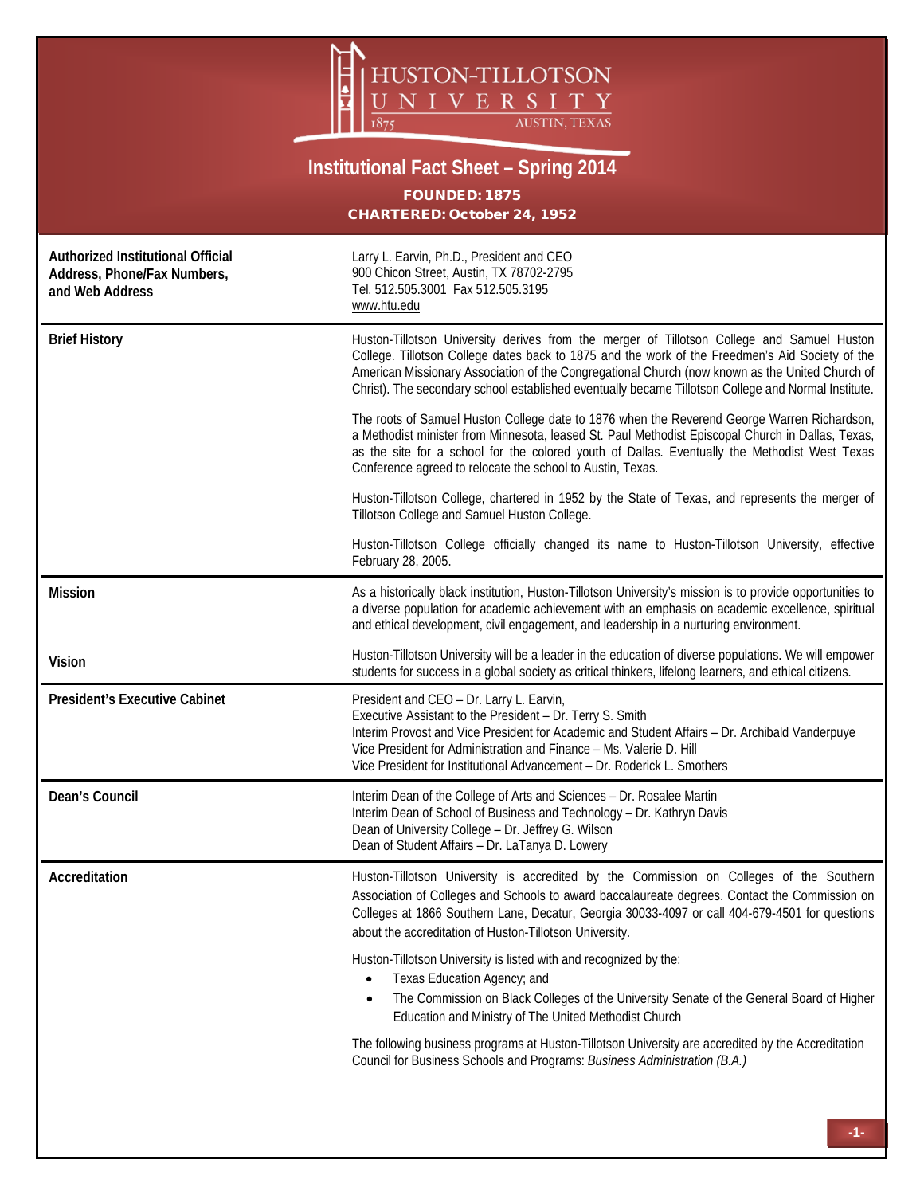# HUSTON-TILLOTSON UNIVERSITY

1875 AUSTIN, TEXAS

## Institutional Fact Sheet – Spring 2014

**FOUNDED: 1875**
**CHARTERED: October 24, 1952**

| | |
|---|---|
| **Authorized Institutional Official Address, Phone/Fax Numbers, and Web Address** | Larry L. Earvin, Ph.D., President and CEO<br>900 Chicon Street, Austin, TX 78702-2795<br>Tel. 512.505.3001 Fax 512.505.3195<br>www.htu.edu |
| **Brief History** | Huston-Tillotson University derives from the merger of Tillotson College and Samuel Huston College. Tillotson College dates back to 1875 and the work of the Freedmen's Aid Society of the American Missionary Association of the Congregational Church (now known as the United Church of Christ). The secondary school established eventually became Tillotson College and Normal Institute.<br><br>The roots of Samuel Huston College date to 1876 when the Reverend George Warren Richardson, a Methodist minister from Minnesota, leased St. Paul Methodist Episcopal Church in Dallas, Texas, as the site for a school for the colored youth of Dallas. Eventually the Methodist West Texas Conference agreed to relocate the school to Austin, Texas.<br><br>Huston-Tillotson College, chartered in 1952 by the State of Texas, and represents the merger of Tillotson College and Samuel Huston College.<br><br>Huston-Tillotson College officially changed its name to Huston-Tillotson University, effective February 28, 2005. |
| **Mission** | As a historically black institution, Huston-Tillotson University's mission is to provide opportunities to a diverse population for academic achievement with an emphasis on academic excellence, spiritual and ethical development, civil engagement, and leadership in a nurturing environment. |
| **Vision** | Huston-Tillotson University will be a leader in the education of diverse populations. We will empower students for success in a global society as critical thinkers, lifelong learners, and ethical citizens. |
| **President's Executive Cabinet** | President and CEO – Dr. Larry L. Earvin,<br>Executive Assistant to the President – Dr. Terry S. Smith<br>Interim Provost and Vice President for Academic and Student Affairs – Dr. Archibald Vanderpuye<br>Vice President for Administration and Finance – Ms. Valerie D. Hill<br>Vice President for Institutional Advancement – Dr. Roderick L. Smothers |
| **Dean's Council** | Interim Dean of the College of Arts and Sciences – Dr. Rosalee Martin<br>Interim Dean of School of Business and Technology – Dr. Kathryn Davis<br>Dean of University College – Dr. Jeffrey G. Wilson<br>Dean of Student Affairs – Dr. LaTanya D. Lowery |
| **Accreditation** | Huston-Tillotson University is accredited by the Commission on Colleges of the Southern Association of Colleges and Schools to award baccalaureate degrees. Contact the Commission on Colleges at 1866 Southern Lane, Decatur, Georgia 30033-4097 or call 404-679-4501 for questions about the accreditation of Huston-Tillotson University.<br><br>Huston-Tillotson University is listed with and recognized by the:<br>• Texas Education Agency; and<br>• The Commission on Black Colleges of the University Senate of the General Board of Higher Education and Ministry of The United Methodist Church<br><br>The following business programs at Huston-Tillotson University are accredited by the Accreditation Council for Business Schools and Programs: *Business Administration (B.A.)* |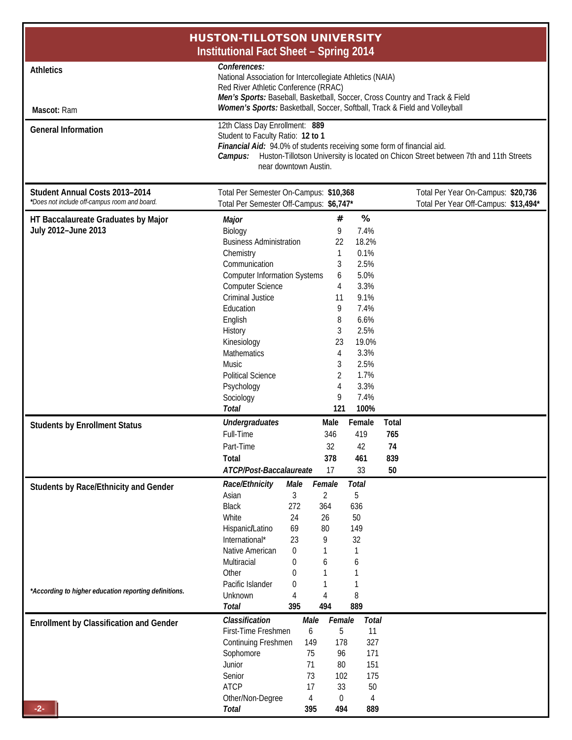# HUSTON-TILLOTSON UNIVERSITY
## Institutional Fact Sheet – Spring 2014

### Athletics

**Mascot:** Ram

***Conferences:***
National Association for Intercollegiate Athletics (NAIA)
Red River Athletic Conference (RRAC)
***Men's Sports:*** Baseball, Basketball, Soccer, Cross Country and Track & Field
***Women's Sports:*** Basketball, Soccer, Softball, Track & Field and Volleyball

### General Information

12th Class Day Enrollment: **889**
Student to Faculty Ratio: **12 to 1**
***Financial Aid:*** 94.0% of students receiving some form of financial aid.
***Campus:*** Huston-Tillotson University is located on Chicon Street between 7th and 11th Streets near downtown Austin.

### Student Annual Costs 2013–2014

**Does not include off-campus room and board.*

Total Per Semester On-Campus: **$10,368**
Total Per Semester Off-Campus: **$6,747***
Total Per Year On-Campus: **$20,736**
Total Per Year Off-Campus: **$13,494***

### HT Baccalaureate Graduates by Major July 2012–June 2013

| *Major* | # | % |
|---|---|---|
| Biology | 9 | 7.4% |
| Business Administration | 22 | 18.2% |
| Chemistry | 1 | 0.1% |
| Communication | 3 | 2.5% |
| Computer Information Systems | 6 | 5.0% |
| Computer Science | 4 | 3.3% |
| Criminal Justice | 11 | 9.1% |
| Education | 9 | 7.4% |
| English | 8 | 6.6% |
| History | 3 | 2.5% |
| Kinesiology | 23 | 19.0% |
| Mathematics | 4 | 3.3% |
| Music | 3 | 2.5% |
| Political Science | 2 | 1.7% |
| Psychology | 4 | 3.3% |
| Sociology | 9 | 7.4% |
| ***Total*** | **121** | **100%** |

### Students by Enrollment Status

| *Undergraduates* | Male | Female | Total |
|---|---|---|---|
| Full-Time | 346 | 419 | **765** |
| Part-Time | 32 | 42 | **74** |
| **Total** | **378** | **461** | **839** |
| ***ATCP/Post-Baccalaureate*** | 17 | 33 | **50** |

### Students by Race/Ethnicity and Gender

| *Race/Ethnicity* | *Male* | *Female* | *Total* |
|---|---|---|---|
| Asian | 3 | 2 | 5 |
| Black | 272 | 364 | 636 |
| White | 24 | 26 | 50 |
| Hispanic/Latino | 69 | 80 | 149 |
| International* | 23 | 9 | 32 |
| Native American | 0 | 1 | 1 |
| Multiracial | 0 | 6 | 6 |
| Other | 0 | 1 | 1 |
| Pacific Islander | 0 | 1 | 1 |
| Unknown | 4 | 4 | 8 |
| ***Total*** | **395** | **494** | **889** |

****According to higher education reporting definitions.***

### Enrollment by Classification and Gender

| *Classification* | *Male* | *Female* | *Total* |
|---|---|---|---|
| First-Time Freshmen | 6 | 5 | 11 |
| Continuing Freshmen | 149 | 178 | 327 |
| Sophomore | 75 | 96 | 171 |
| Junior | 71 | 80 | 151 |
| Senior | 73 | 102 | 175 |
| ATCP | 17 | 33 | 50 |
| Other/Non-Degree | 4 | 0 | 4 |
| ***Total*** | **395** | **494** | **889** |